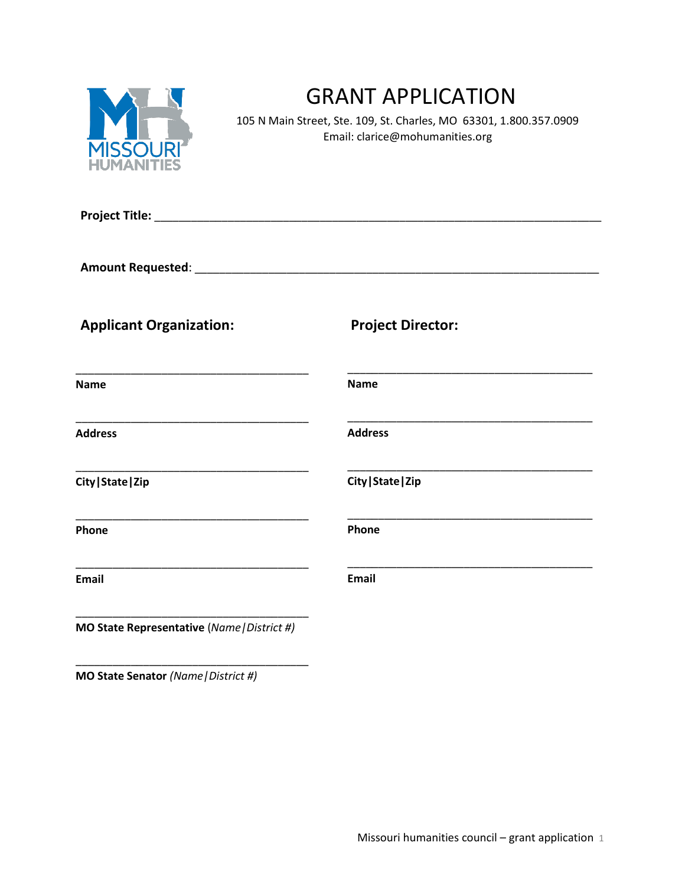# GRANT APPLICATION

105 N Main Street, Ste. 109, St. Charles, MO 63301, 1.800.357.0909
Email: clarice@mohumanities.org

**Project Title:** ______________________________________________________________________

**Amount Requested**: _________________________________________________________________

## Applicant Organization:

_____________________________________
**Name**

_____________________________________
**Address**

_____________________________________
**City|State|Zip**

_____________________________________
**Phone**

_____________________________________
**Email**

_____________________________________
**MO State Representative** (*Name|District #)*

_____________________________________
**MO State Senator** *(Name|District #)*

## Project Director:

_______________________________________
**Name**

_______________________________________
**Address**

_______________________________________
**City|State|Zip**

_______________________________________
**Phone**

_______________________________________
**Email**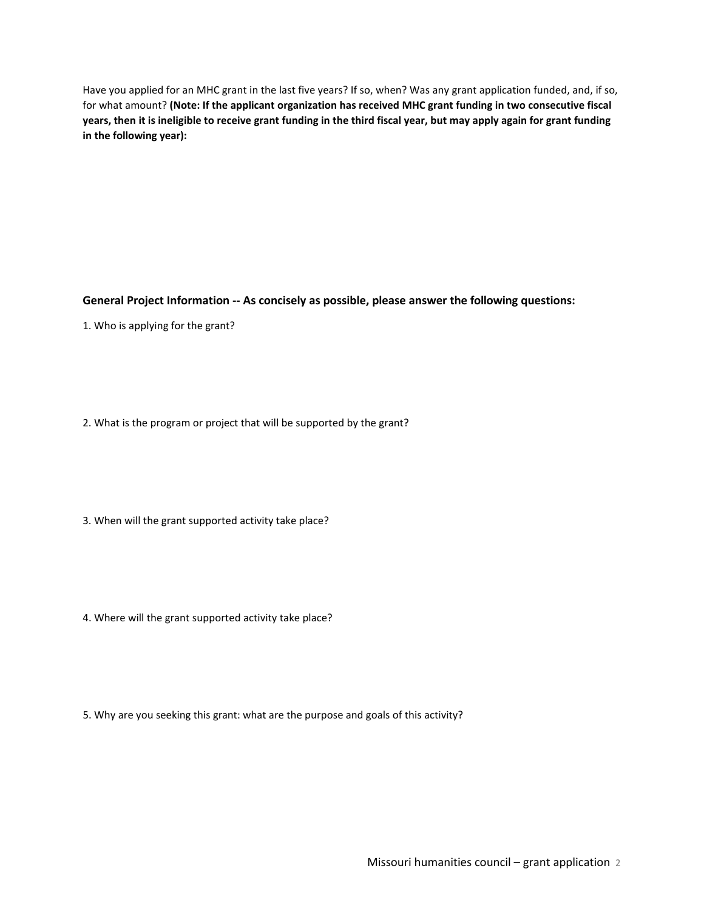Have you applied for an MHC grant in the last five years? If so, when? Was any grant application funded, and, if so, for what amount? **(Note: If the applicant organization has received MHC grant funding in two consecutive fiscal years, then it is ineligible to receive grant funding in the third fiscal year, but may apply again for grant funding in the following year):**

## General Project Information -- As concisely as possible, please answer the following questions:

1. Who is applying for the grant?

2. What is the program or project that will be supported by the grant?

3. When will the grant supported activity take place?

4. Where will the grant supported activity take place?

5. Why are you seeking this grant: what are the purpose and goals of this activity?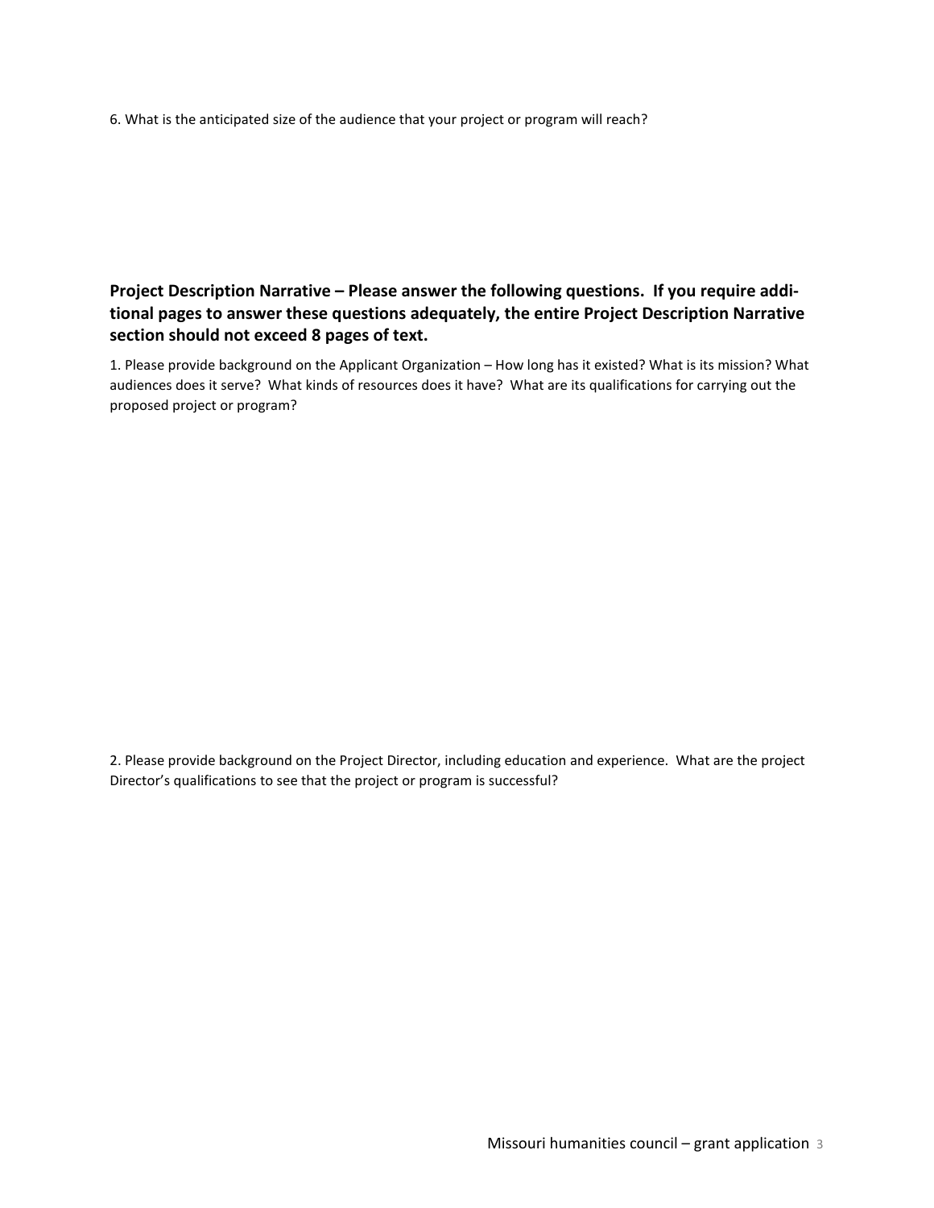6. What is the anticipated size of the audience that your project or program will reach?

**Project Description Narrative – Please answer the following questions. If you require additional pages to answer these questions adequately, the entire Project Description Narrative section should not exceed 8 pages of text.**

1. Please provide background on the Applicant Organization – How long has it existed? What is its mission? What audiences does it serve? What kinds of resources does it have? What are its qualifications for carrying out the proposed project or program?

2. Please provide background on the Project Director, including education and experience. What are the project Director's qualifications to see that the project or program is successful?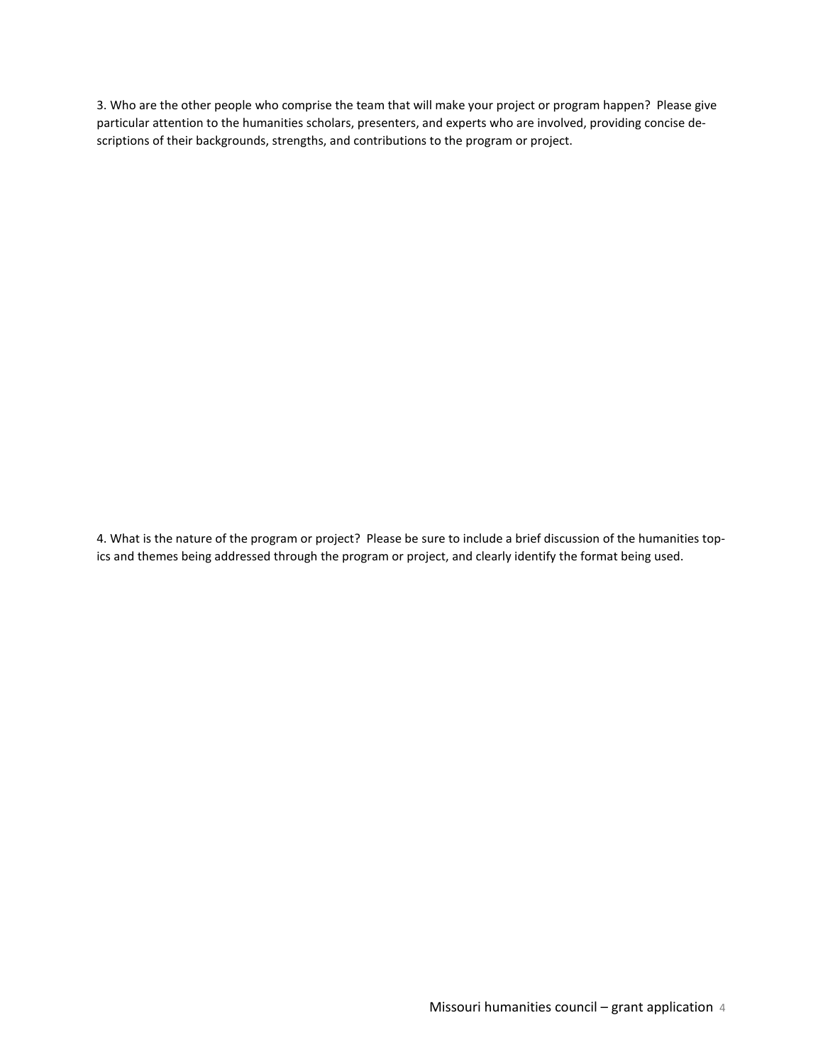3. Who are the other people who comprise the team that will make your project or program happen? Please give particular attention to the humanities scholars, presenters, and experts who are involved, providing concise descriptions of their backgrounds, strengths, and contributions to the program or project.

4. What is the nature of the program or project? Please be sure to include a brief discussion of the humanities topics and themes being addressed through the program or project, and clearly identify the format being used.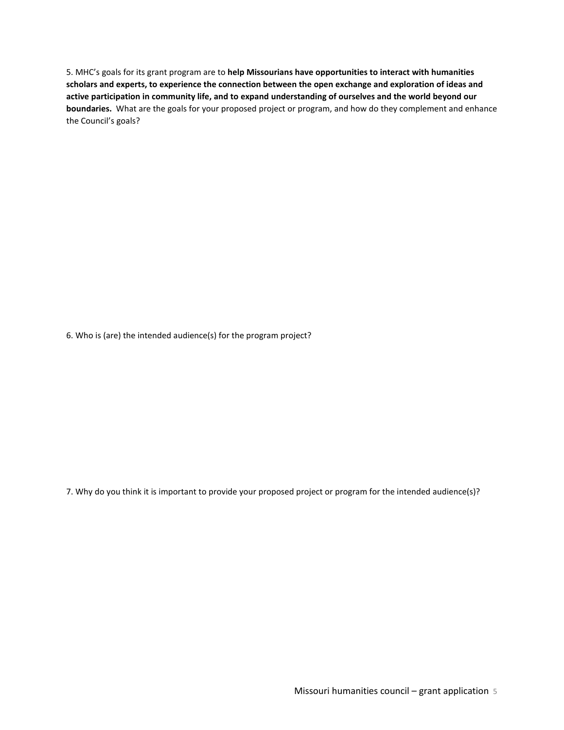5. MHC's goals for its grant program are to **help Missourians have opportunities to interact with humanities scholars and experts, to experience the connection between the open exchange and exploration of ideas and active participation in community life, and to expand understanding of ourselves and the world beyond our boundaries.** What are the goals for your proposed project or program, and how do they complement and enhance the Council's goals?

6. Who is (are) the intended audience(s) for the program project?

7. Why do you think it is important to provide your proposed project or program for the intended audience(s)?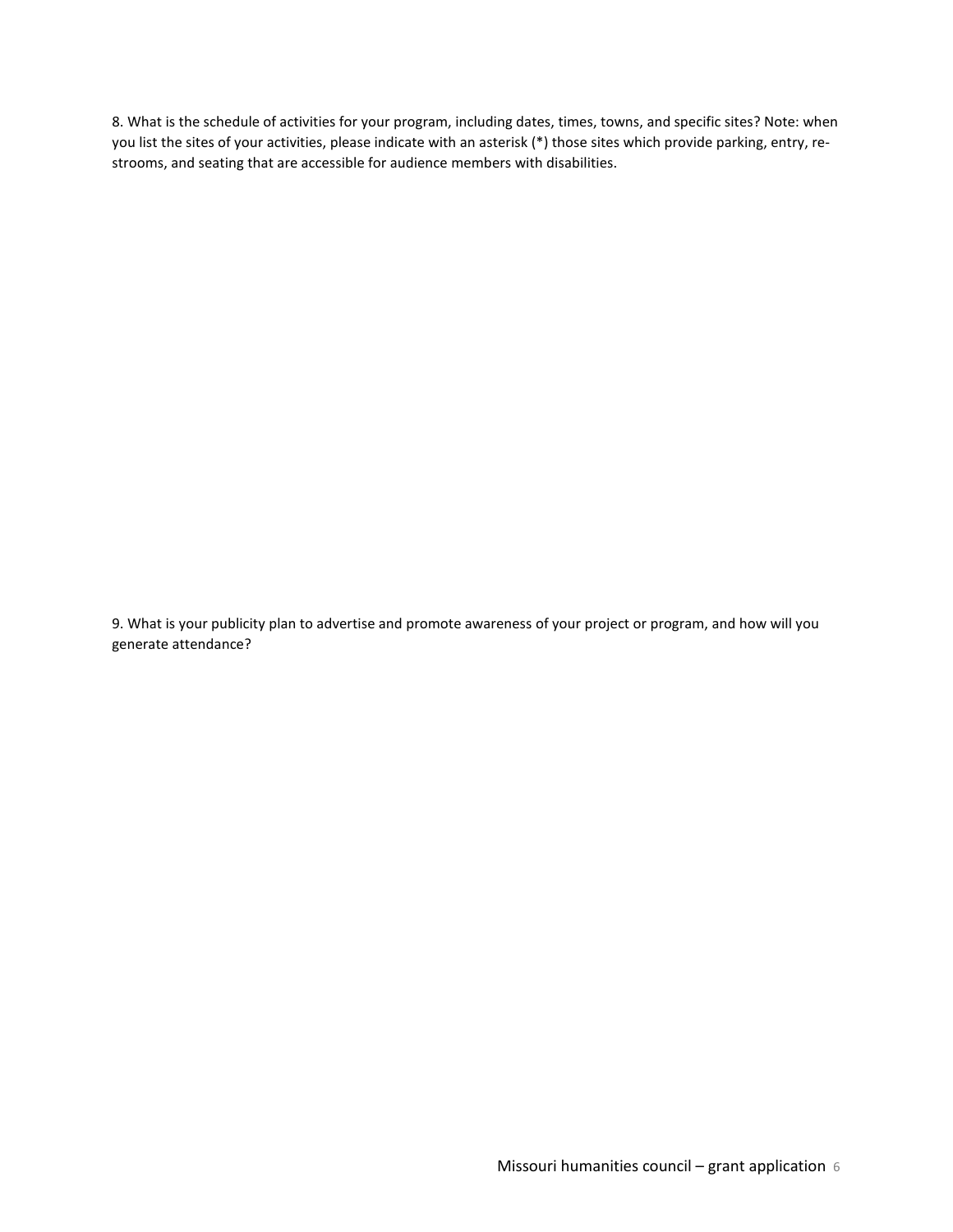8. What is the schedule of activities for your program, including dates, times, towns, and specific sites? Note: when you list the sites of your activities, please indicate with an asterisk (*) those sites which provide parking, entry, re-strooms, and seating that are accessible for audience members with disabilities.

9. What is your publicity plan to advertise and promote awareness of your project or program, and how will you generate attendance?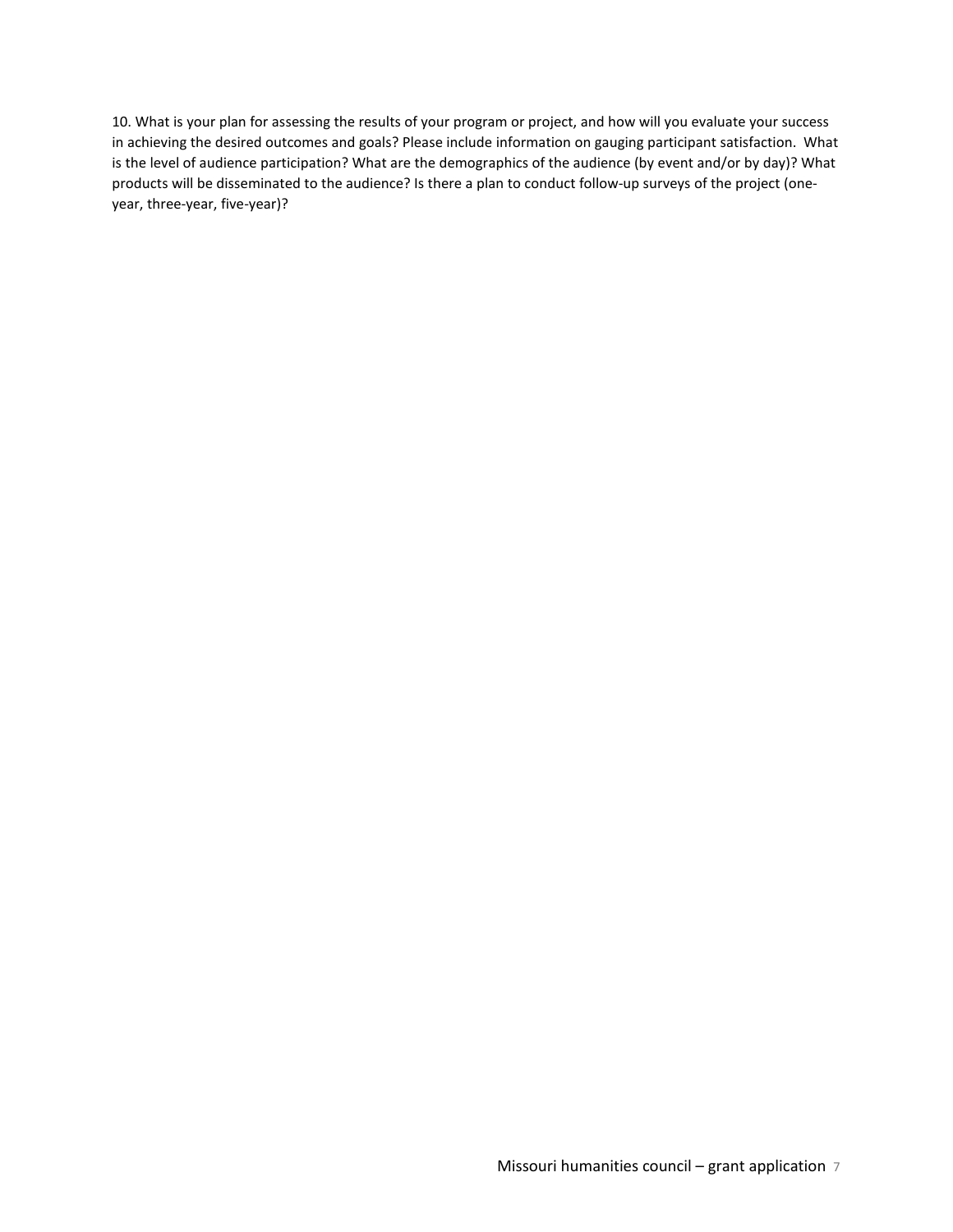10. What is your plan for assessing the results of your program or project, and how will you evaluate your success in achieving the desired outcomes and goals? Please include information on gauging participant satisfaction. What is the level of audience participation? What are the demographics of the audience (by event and/or by day)? What products will be disseminated to the audience? Is there a plan to conduct follow-up surveys of the project (one-year, three-year, five-year)?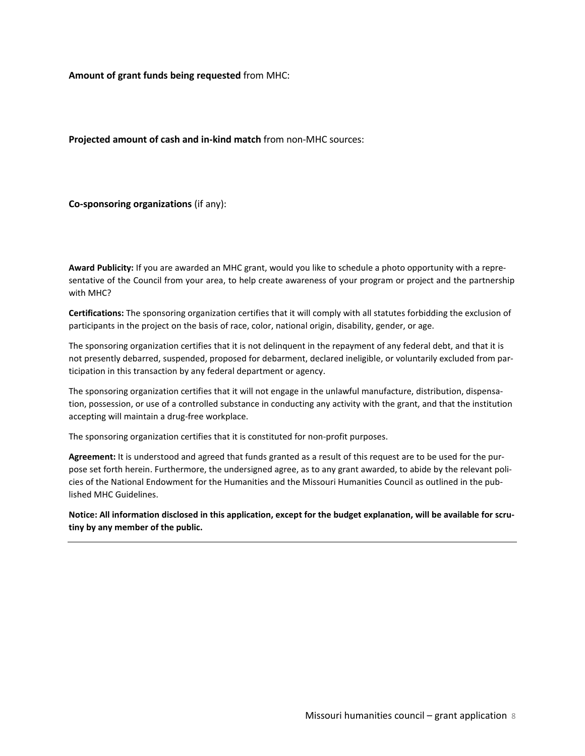**Amount of grant funds being requested** from MHC:

**Projected amount of cash and in-kind match** from non-MHC sources:

**Co-sponsoring organizations** (if any):

**Award Publicity:** If you are awarded an MHC grant, would you like to schedule a photo opportunity with a representative of the Council from your area, to help create awareness of your program or project and the partnership with MHC?

**Certifications:** The sponsoring organization certifies that it will comply with all statutes forbidding the exclusion of participants in the project on the basis of race, color, national origin, disability, gender, or age.

The sponsoring organization certifies that it is not delinquent in the repayment of any federal debt, and that it is not presently debarred, suspended, proposed for debarment, declared ineligible, or voluntarily excluded from participation in this transaction by any federal department or agency.

The sponsoring organization certifies that it will not engage in the unlawful manufacture, distribution, dispensation, possession, or use of a controlled substance in conducting any activity with the grant, and that the institution accepting will maintain a drug-free workplace.

The sponsoring organization certifies that it is constituted for non-profit purposes.

**Agreement:** It is understood and agreed that funds granted as a result of this request are to be used for the purpose set forth herein. Furthermore, the undersigned agree, as to any grant awarded, to abide by the relevant policies of the National Endowment for the Humanities and the Missouri Humanities Council as outlined in the published MHC Guidelines.

**Notice: All information disclosed in this application, except for the budget explanation, will be available for scrutiny by any member of the public.**

---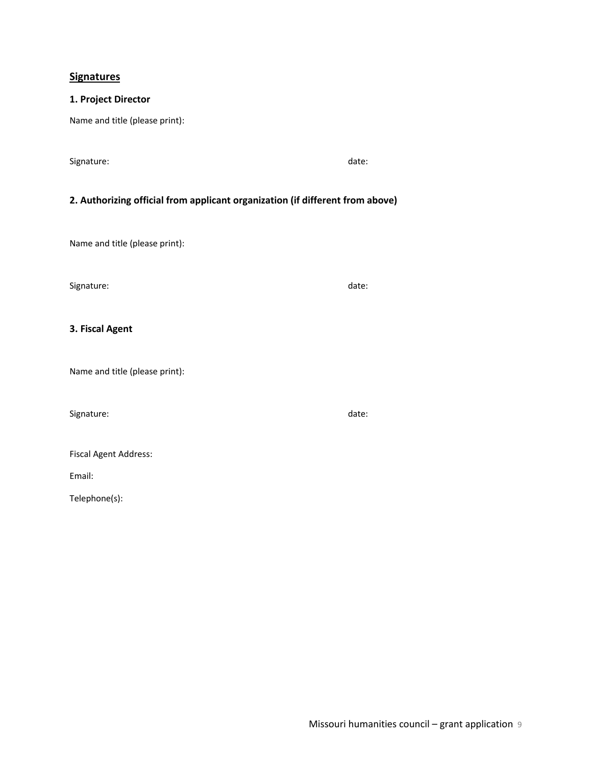## Signatures

### 1. Project Director

Name and title (please print):

Signature: date:

### 2. Authorizing official from applicant organization (if different from above)

Name and title (please print):

Signature: date:

### 3. Fiscal Agent

Name and title (please print):

Signature: date:

Fiscal Agent Address:

Email:

Telephone(s):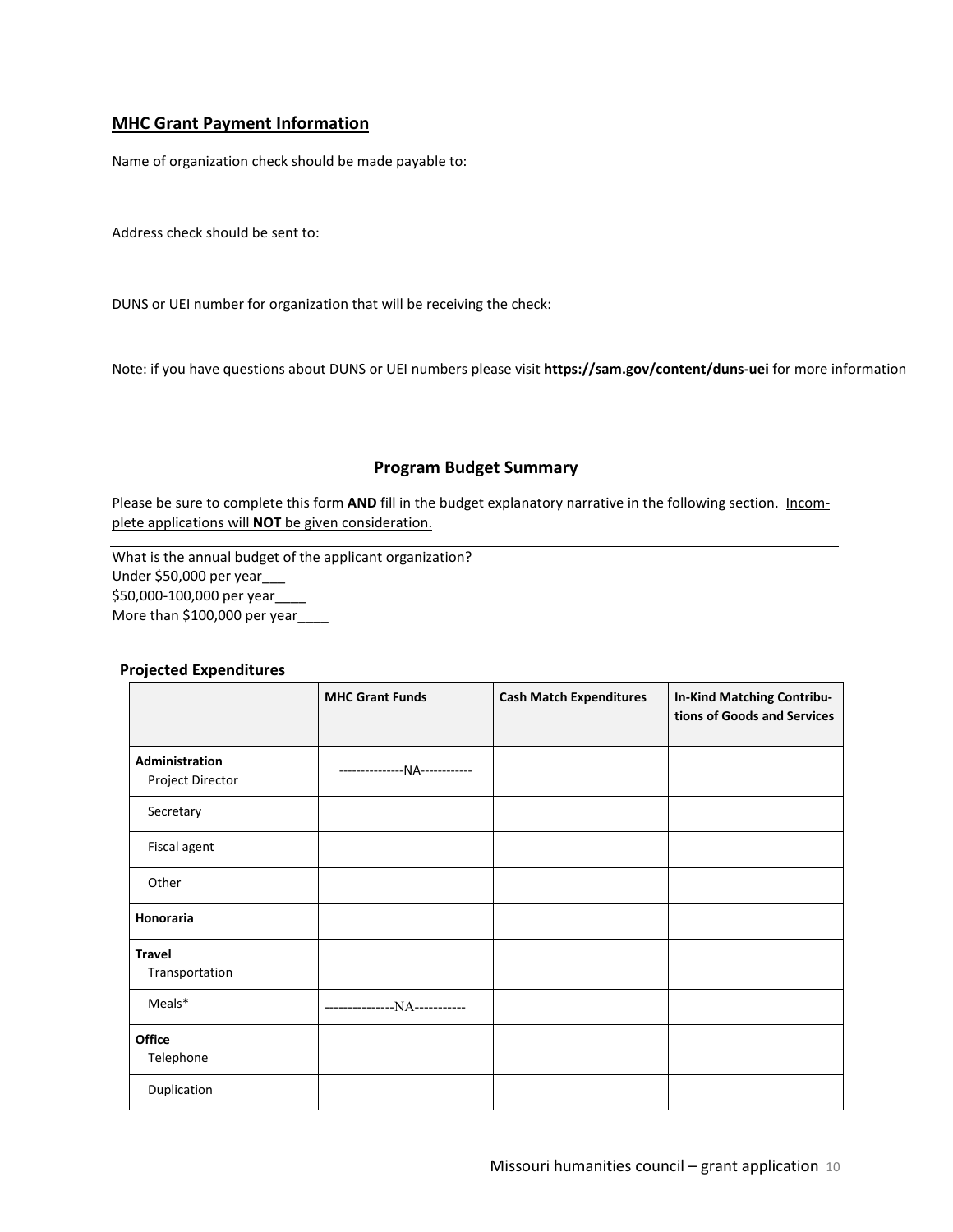## MHC Grant Payment Information

Name of organization check should be made payable to:

Address check should be sent to:

DUNS or UEI number for organization that will be receiving the check:

Note: if you have questions about DUNS or UEI numbers please visit **https://sam.gov/content/duns-uei** for more information

## Program Budget Summary

Please be sure to complete this form **AND** fill in the budget explanatory narrative in the following section. Incomplete applications will **NOT** be given consideration.

What is the annual budget of the applicant organization?
Under $50,000 per year___
$50,000-100,000 per year____
More than $100,000 per year____

### Projected Expenditures

| | MHC Grant Funds | Cash Match Expenditures | In-Kind Matching Contributions of Goods and Services |
|---|---|---|---|
| **Administration** Project Director | ---------------NA------------ | | |
| Secretary | | | |
| Fiscal agent | | | |
| Other | | | |
| **Honoraria** | | | |
| **Travel** Transportation | | | |
| Meals* | ---------------NA----------- | | |
| **Office** Telephone | | | |
| Duplication | | | |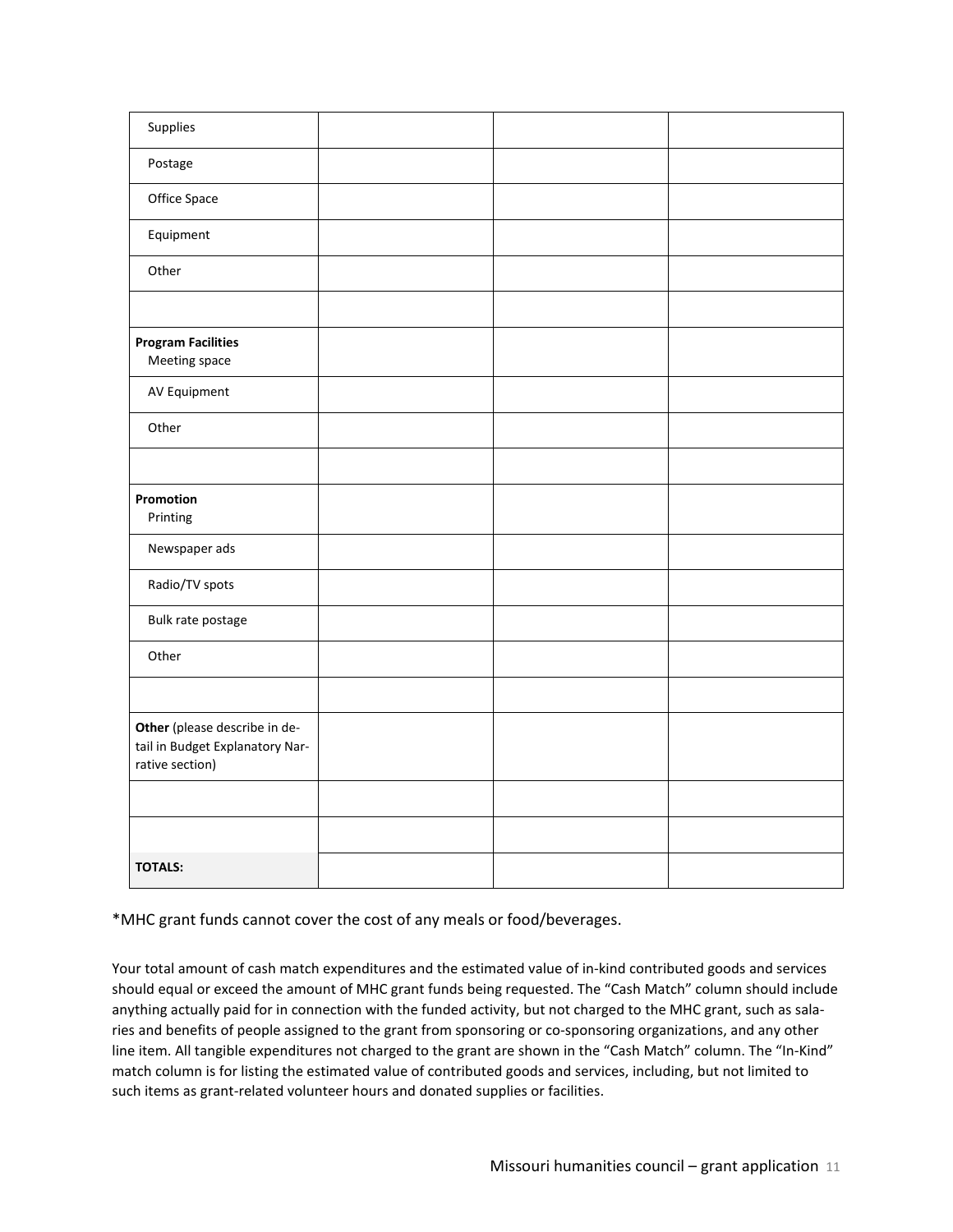| | | | |
|---|---|---|---|
| Supplies | | | |
| Postage | | | |
| Office Space | | | |
| Equipment | | | |
| Other | | | |
| | | | |
| **Program Facilities** Meeting space | | | |
| AV Equipment | | | |
| Other | | | |
| | | | |
| **Promotion** Printing | | | |
| Newspaper ads | | | |
| Radio/TV spots | | | |
| Bulk rate postage | | | |
| Other | | | |
| | | | |
| **Other** (please describe in detail in Budget Explanatory Narrative section) | | | |
| | | | |
| | | | |
| **TOTALS:** | | | |

*MHC grant funds cannot cover the cost of any meals or food/beverages.

Your total amount of cash match expenditures and the estimated value of in-kind contributed goods and services should equal or exceed the amount of MHC grant funds being requested. The "Cash Match" column should include anything actually paid for in connection with the funded activity, but not charged to the MHC grant, such as salaries and benefits of people assigned to the grant from sponsoring or co-sponsoring organizations, and any other line item. All tangible expenditures not charged to the grant are shown in the "Cash Match" column. The "In-Kind" match column is for listing the estimated value of contributed goods and services, including, but not limited to such items as grant-related volunteer hours and donated supplies or facilities.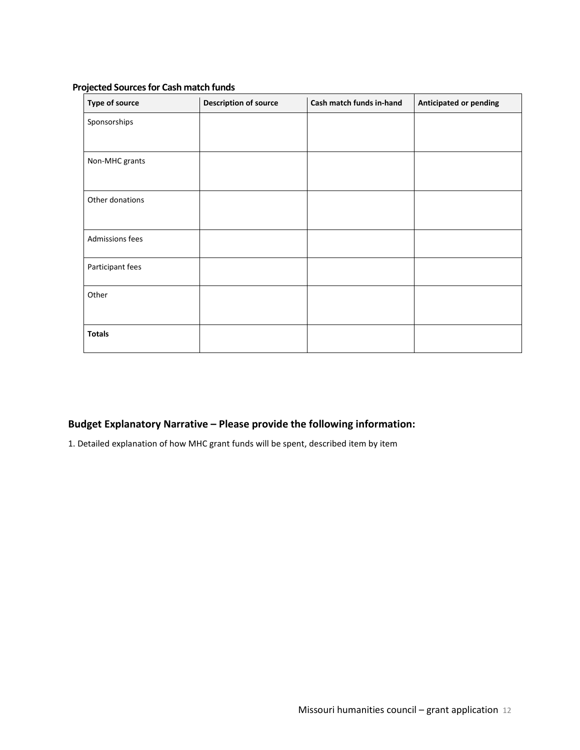**Projected Sources for Cash match funds**

| Type of source | Description of source | Cash match funds in-hand | Anticipated or pending |
| --- | --- | --- | --- |
| Sponsorships | | | |
| Non-MHC grants | | | |
| Other donations | | | |
| Admissions fees | | | |
| Participant fees | | | |
| Other | | | |
| **Totals** | | | |

## Budget Explanatory Narrative – Please provide the following information:

1. Detailed explanation of how MHC grant funds will be spent, described item by item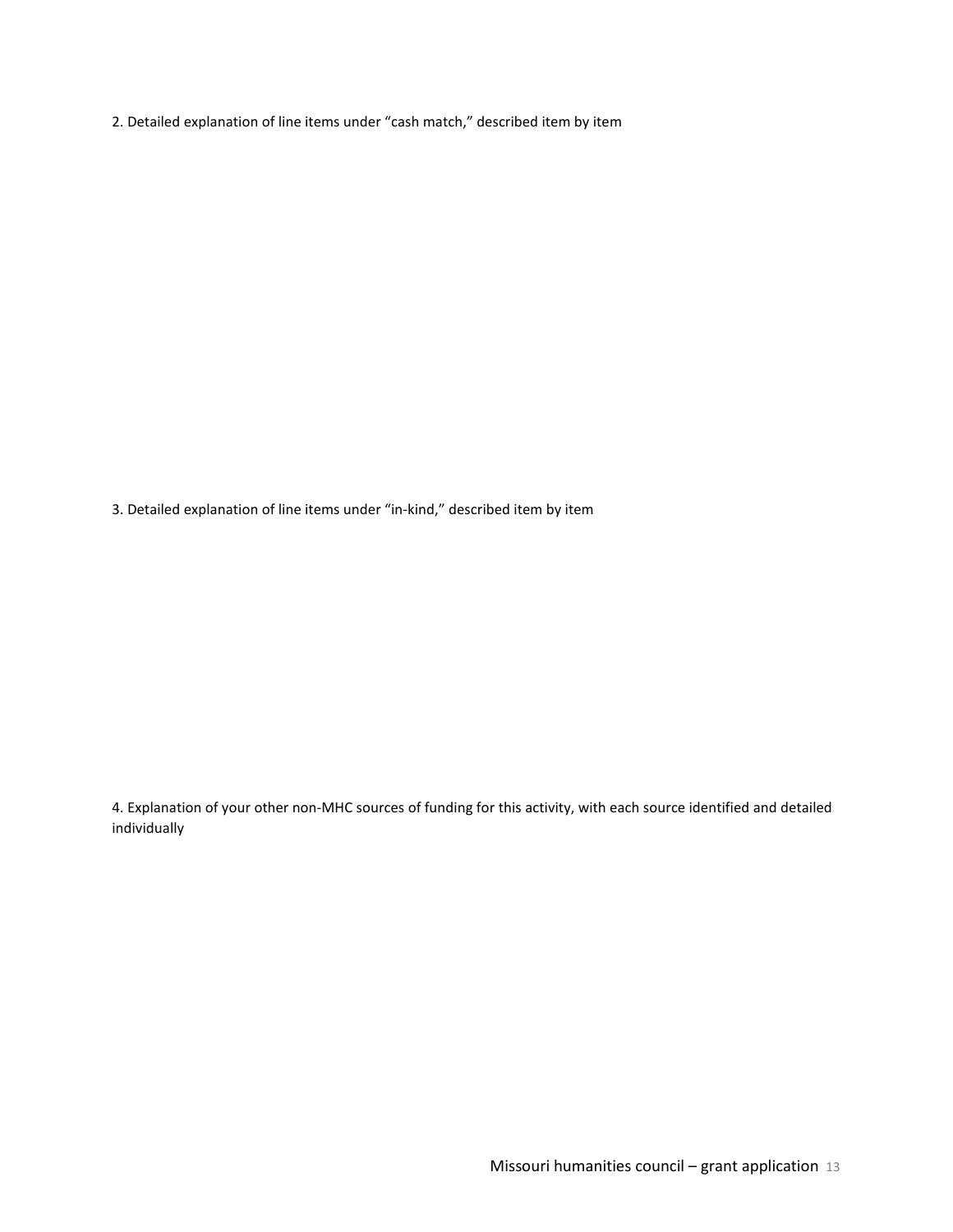2. Detailed explanation of line items under “cash match,” described item by item

3. Detailed explanation of line items under “in-kind,” described item by item

4. Explanation of your other non-MHC sources of funding for this activity, with each source identified and detailed individually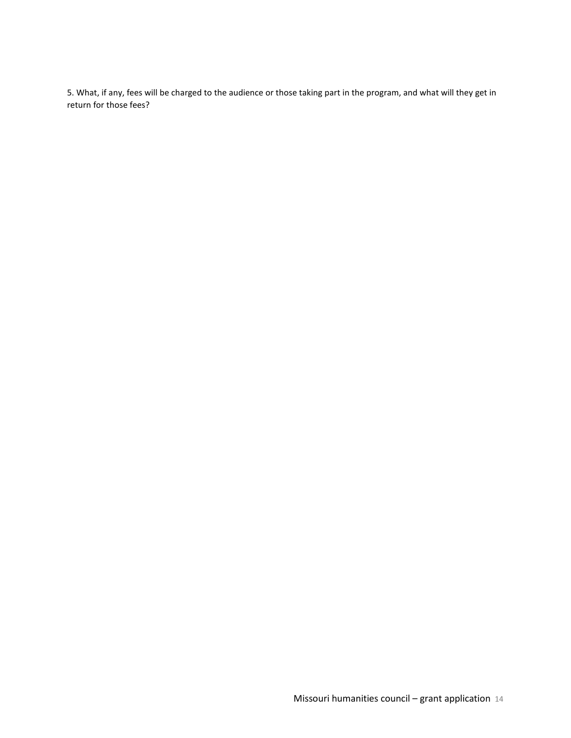5. What, if any, fees will be charged to the audience or those taking part in the program, and what will they get in return for those fees?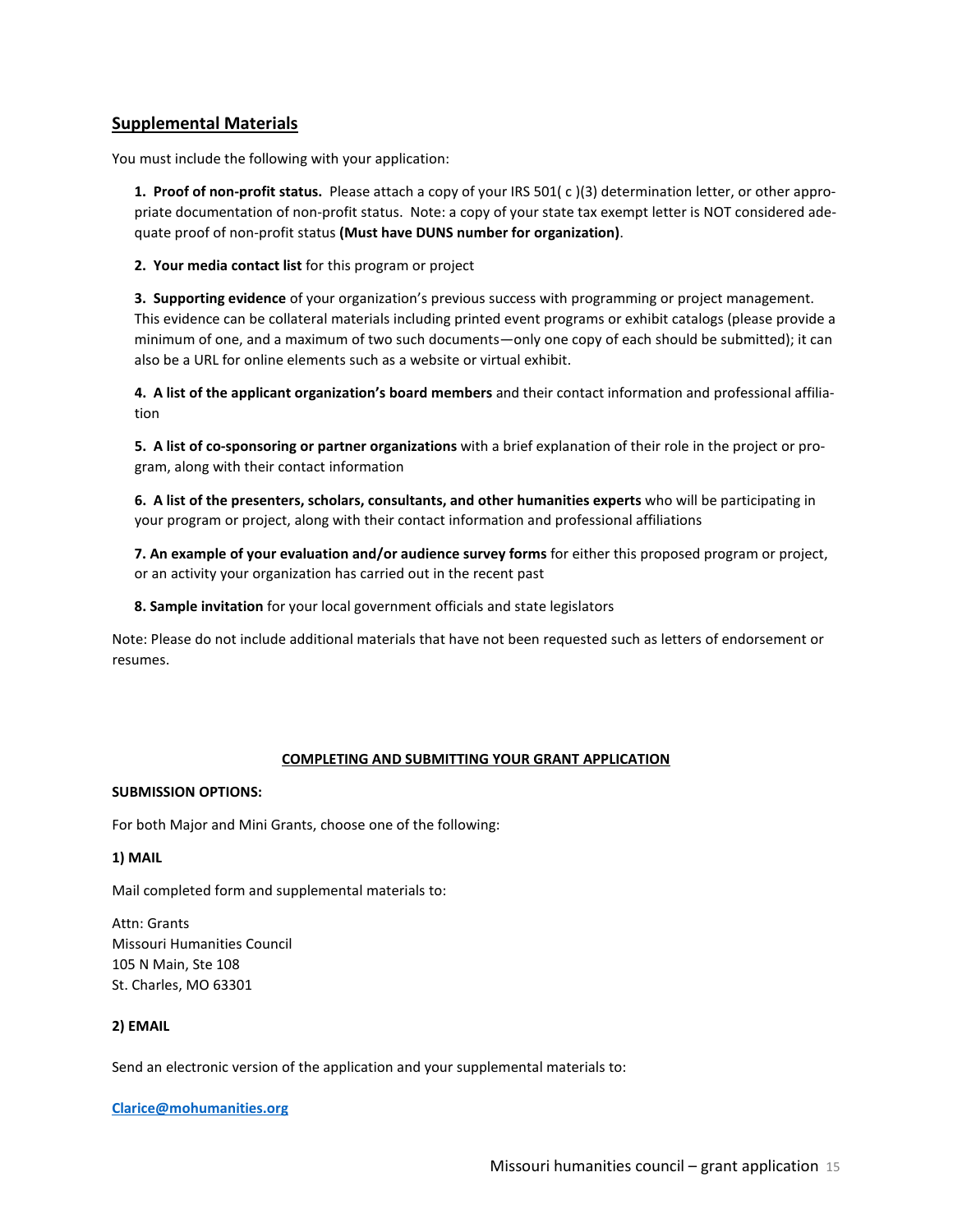## Supplemental Materials

You must include the following with your application:

1. **Proof of non-profit status.** Please attach a copy of your IRS 501( c )(3) determination letter, or other appropriate documentation of non-profit status. Note: a copy of your state tax exempt letter is NOT considered adequate proof of non-profit status **(Must have DUNS number for organization)**.

2. **Your media contact list** for this program or project

3. **Supporting evidence** of your organization's previous success with programming or project management. This evidence can be collateral materials including printed event programs or exhibit catalogs (please provide a minimum of one, and a maximum of two such documents—only one copy of each should be submitted); it can also be a URL for online elements such as a website or virtual exhibit.

4. **A list of the applicant organization's board members** and their contact information and professional affiliation

5. **A list of co-sponsoring or partner organizations** with a brief explanation of their role in the project or program, along with their contact information

6. **A list of the presenters, scholars, consultants, and other humanities experts** who will be participating in your program or project, along with their contact information and professional affiliations

7. **An example of your evaluation and/or audience survey forms** for either this proposed program or project, or an activity your organization has carried out in the recent past

8. **Sample invitation** for your local government officials and state legislators

Note: Please do not include additional materials that have not been requested such as letters of endorsement or resumes.

**COMPLETING AND SUBMITTING YOUR GRANT APPLICATION**

**SUBMISSION OPTIONS:**

For both Major and Mini Grants, choose one of the following:

**1) MAIL**

Mail completed form and supplemental materials to:

Attn: Grants
Missouri Humanities Council
105 N Main, Ste 108
St. Charles, MO 63301

**2) EMAIL**

Send an electronic version of the application and your supplemental materials to:

**Clarice@mohumanities.org**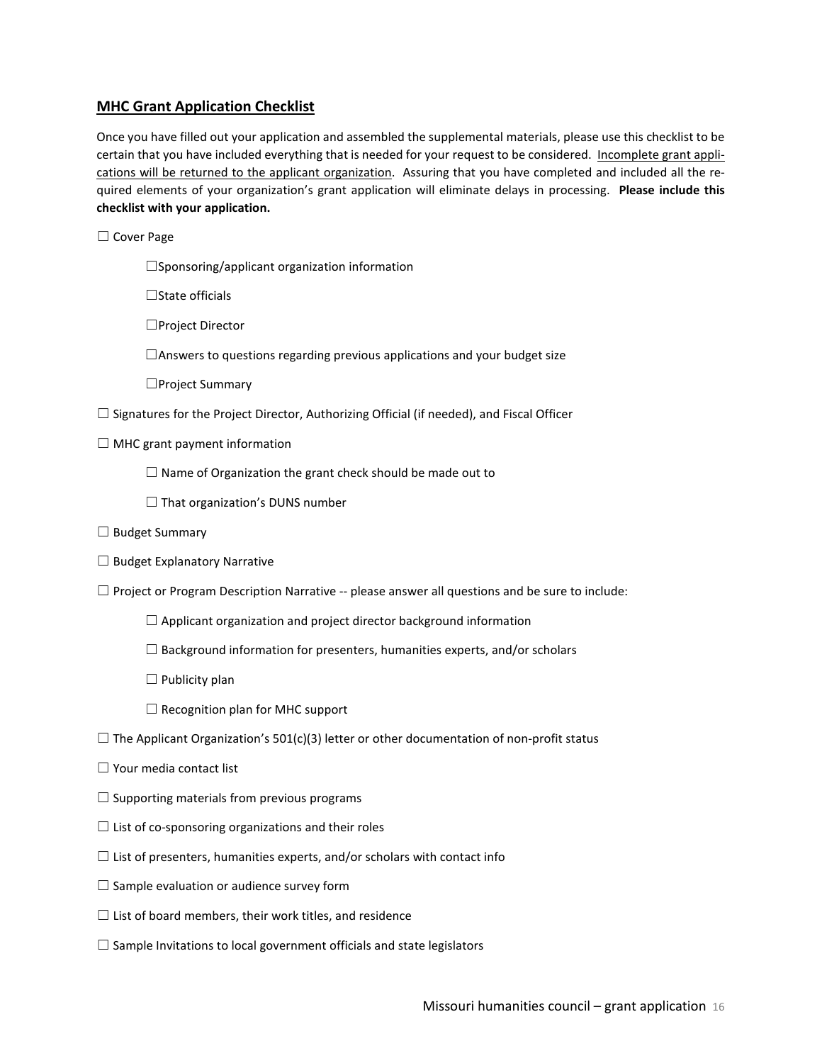## MHC Grant Application Checklist

Once you have filled out your application and assembled the supplemental materials, please use this checklist to be certain that you have included everything that is needed for your request to be considered. <u>Incomplete grant applications will be returned to the applicant organization</u>. Assuring that you have completed and included all the required elements of your organization's grant application will eliminate delays in processing. **Please include this checklist with your application.**

☐ Cover Page

- ☐Sponsoring/applicant organization information
- ☐State officials
- ☐Project Director
- ☐Answers to questions regarding previous applications and your budget size
- ☐Project Summary

☐ Signatures for the Project Director, Authorizing Official (if needed), and Fiscal Officer

☐ MHC grant payment information

- ☐ Name of Organization the grant check should be made out to
- ☐ That organization's DUNS number

☐ Budget Summary

☐ Budget Explanatory Narrative

☐ Project or Program Description Narrative -- please answer all questions and be sure to include:

- ☐ Applicant organization and project director background information
- ☐ Background information for presenters, humanities experts, and/or scholars
- ☐ Publicity plan
- ☐ Recognition plan for MHC support

☐ The Applicant Organization's 501(c)(3) letter or other documentation of non-profit status

☐ Your media contact list

☐ Supporting materials from previous programs

☐ List of co-sponsoring organizations and their roles

☐ List of presenters, humanities experts, and/or scholars with contact info

☐ Sample evaluation or audience survey form

☐ List of board members, their work titles, and residence

☐ Sample Invitations to local government officials and state legislators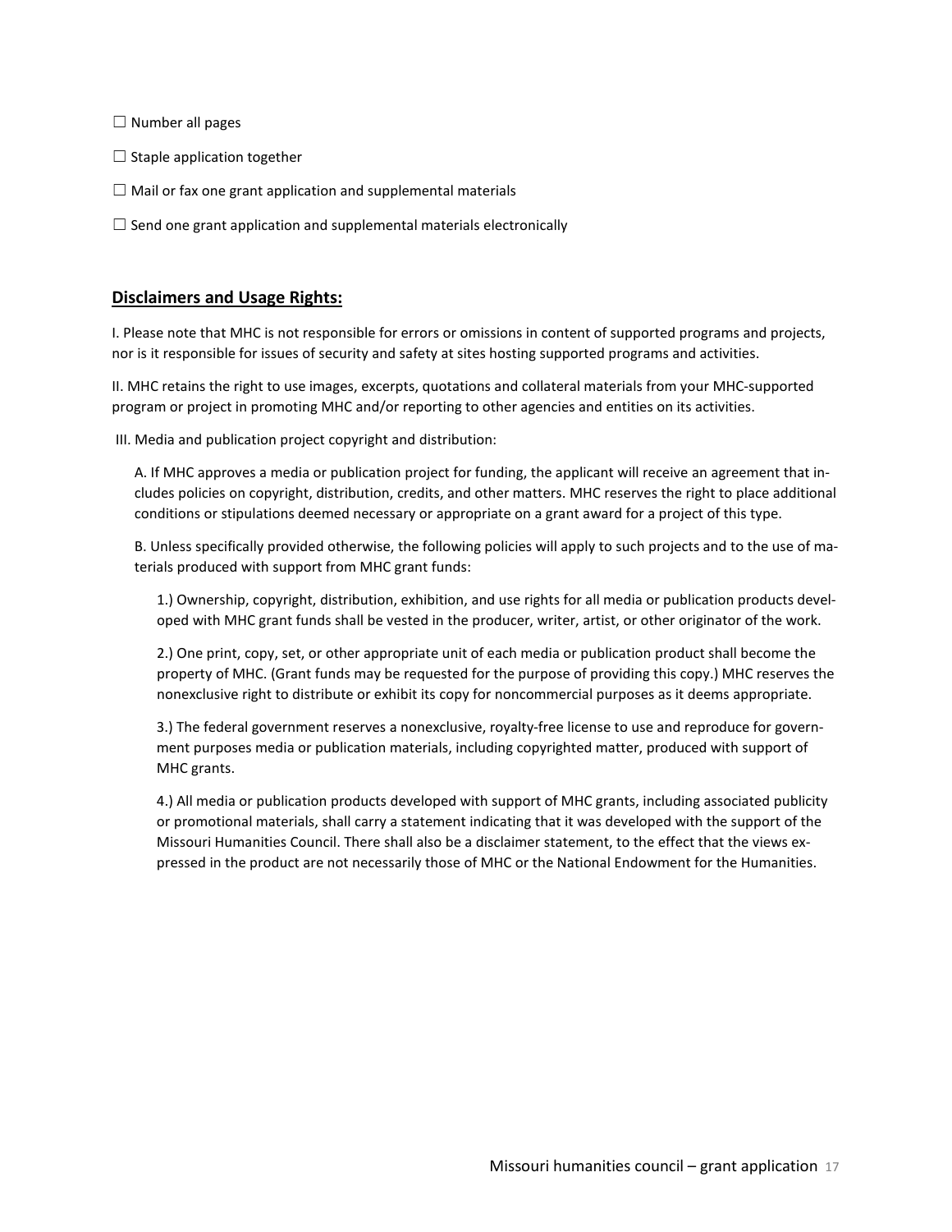☐ Number all pages

☐ Staple application together

☐ Mail or fax one grant application and supplemental materials

☐ Send one grant application and supplemental materials electronically

## **Disclaimers and Usage Rights:**

I. Please note that MHC is not responsible for errors or omissions in content of supported programs and projects, nor is it responsible for issues of security and safety at sites hosting supported programs and activities.

II. MHC retains the right to use images, excerpts, quotations and collateral materials from your MHC-supported program or project in promoting MHC and/or reporting to other agencies and entities on its activities.

III. Media and publication project copyright and distribution:

A. If MHC approves a media or publication project for funding, the applicant will receive an agreement that includes policies on copyright, distribution, credits, and other matters. MHC reserves the right to place additional conditions or stipulations deemed necessary or appropriate on a grant award for a project of this type.

B. Unless specifically provided otherwise, the following policies will apply to such projects and to the use of materials produced with support from MHC grant funds:

1.) Ownership, copyright, distribution, exhibition, and use rights for all media or publication products developed with MHC grant funds shall be vested in the producer, writer, artist, or other originator of the work.

2.) One print, copy, set, or other appropriate unit of each media or publication product shall become the property of MHC. (Grant funds may be requested for the purpose of providing this copy.) MHC reserves the nonexclusive right to distribute or exhibit its copy for noncommercial purposes as it deems appropriate.

3.) The federal government reserves a nonexclusive, royalty-free license to use and reproduce for government purposes media or publication materials, including copyrighted matter, produced with support of MHC grants.

4.) All media or publication products developed with support of MHC grants, including associated publicity or promotional materials, shall carry a statement indicating that it was developed with the support of the Missouri Humanities Council. There shall also be a disclaimer statement, to the effect that the views expressed in the product are not necessarily those of MHC or the National Endowment for the Humanities.